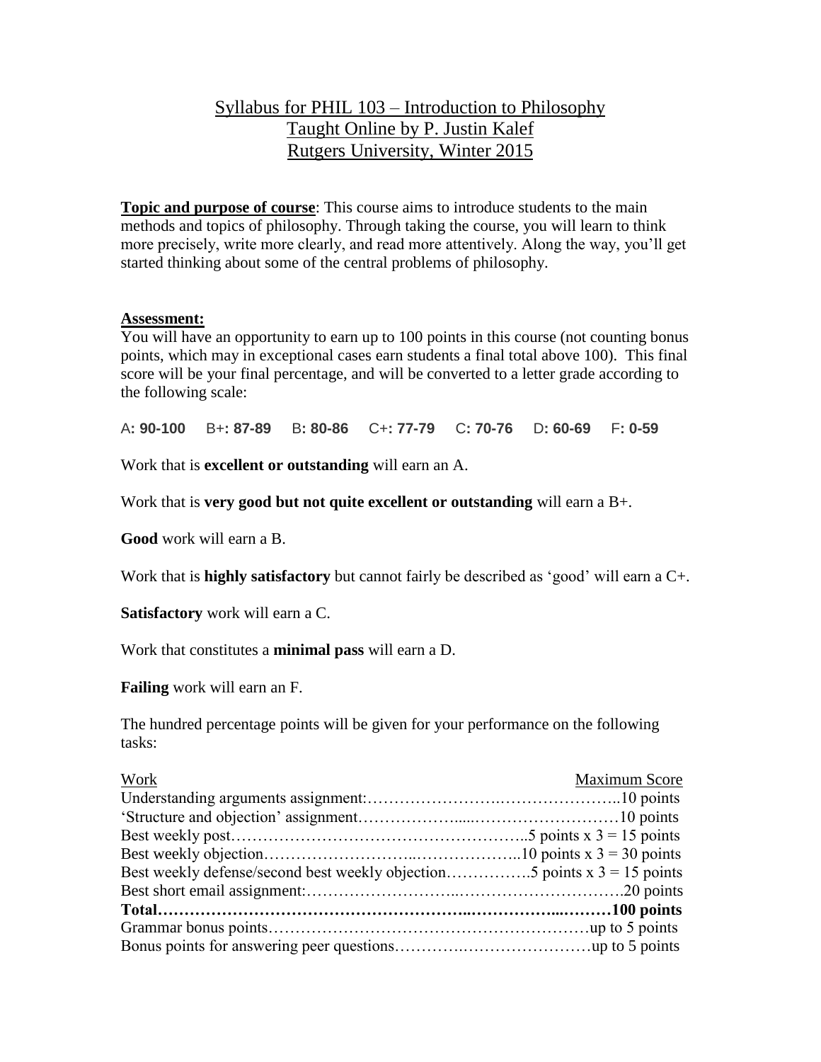# Syllabus for PHIL 103 – Introduction to Philosophy
## Taught Online by P. Justin Kalef
## Rutgers University, Winter 2015

**Topic and purpose of course**: This course aims to introduce students to the main methods and topics of philosophy. Through taking the course, you will learn to think more precisely, write more clearly, and read more attentively. Along the way, you'll get started thinking about some of the central problems of philosophy.

**Assessment:**

You will have an opportunity to earn up to 100 points in this course (not counting bonus points, which may in exceptional cases earn students a final total above 100). This final score will be your final percentage, and will be converted to a letter grade according to the following scale:

A**: 90-100** B+**: 87-89** B**: 80-86** C+**: 77-79** C**: 70-76** D**: 60-69** F**: 0-59**

Work that is **excellent or outstanding** will earn an A.

Work that is **very good but not quite excellent or outstanding** will earn a B+.

**Good** work will earn a B.

Work that is **highly satisfactory** but cannot fairly be described as 'good' will earn a C+.

**Satisfactory** work will earn a C.

Work that constitutes a **minimal pass** will earn a D.

**Failing** work will earn an F.

The hundred percentage points will be given for your performance on the following tasks:

| Work | Maximum Score |
|---|---|
| Understanding arguments assignment: | 10 points |
| 'Structure and objection' assignment | 10 points |
| Best weekly post | 5 points x 3 = 15 points |
| Best weekly objection | 10 points x 3 = 30 points |
| Best weekly defense/second best weekly objection | 5 points x 3 = 15 points |
| Best short email assignment: | 20 points |
| **Total** | **100 points** |
| Grammar bonus points | up to 5 points |
| Bonus points for answering peer questions | up to 5 points |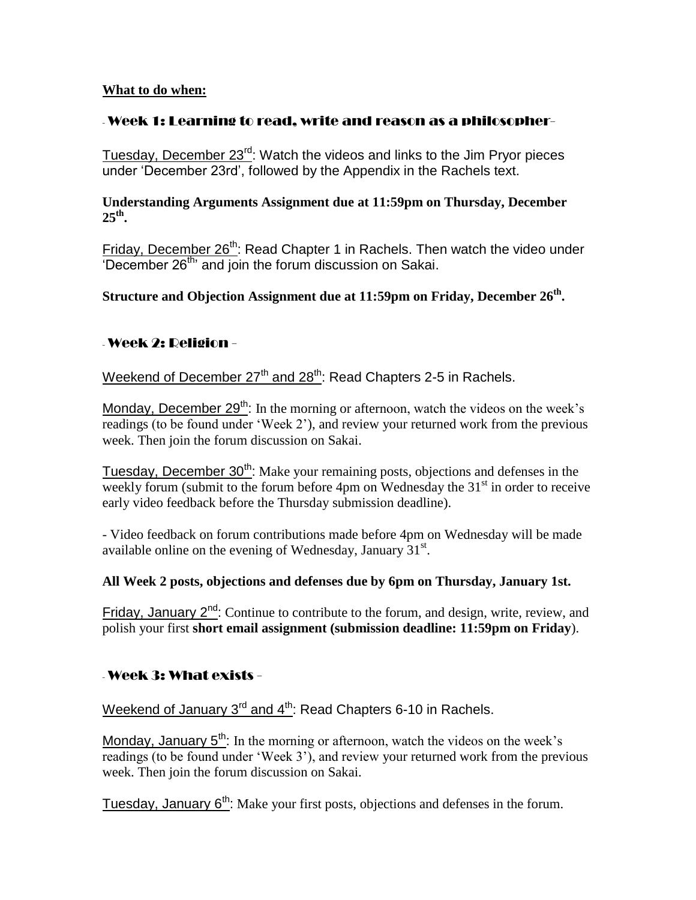**What to do when:**

## - Week 1: Learning to read, write and reason as a philosopher-

Tuesday, December 23rd: Watch the videos and links to the Jim Pryor pieces under 'December 23rd', followed by the Appendix in the Rachels text.

**Understanding Arguments Assignment due at 11:59pm on Thursday, December 25th.**

Friday, December 26th: Read Chapter 1 in Rachels. Then watch the video under 'December 26th' and join the forum discussion on Sakai.

**Structure and Objection Assignment due at 11:59pm on Friday, December 26th.**

## - Week 2: Religion -

Weekend of December 27th and 28th: Read Chapters 2-5 in Rachels.

Monday, December 29th: In the morning or afternoon, watch the videos on the week's readings (to be found under 'Week 2'), and review your returned work from the previous week. Then join the forum discussion on Sakai.

Tuesday, December 30th: Make your remaining posts, objections and defenses in the weekly forum (submit to the forum before 4pm on Wednesday the 31st in order to receive early video feedback before the Thursday submission deadline).

- Video feedback on forum contributions made before 4pm on Wednesday will be made available online on the evening of Wednesday, January 31st.

**All Week 2 posts, objections and defenses due by 6pm on Thursday, January 1st.**

Friday, January 2nd: Continue to contribute to the forum, and design, write, review, and polish your first **short email assignment (submission deadline: 11:59pm on Friday**).

## - Week 3: What exists -

Weekend of January 3rd and 4th: Read Chapters 6-10 in Rachels.

Monday, January 5th: In the morning or afternoon, watch the videos on the week's readings (to be found under 'Week 3'), and review your returned work from the previous week. Then join the forum discussion on Sakai.

Tuesday, January 6th: Make your first posts, objections and defenses in the forum.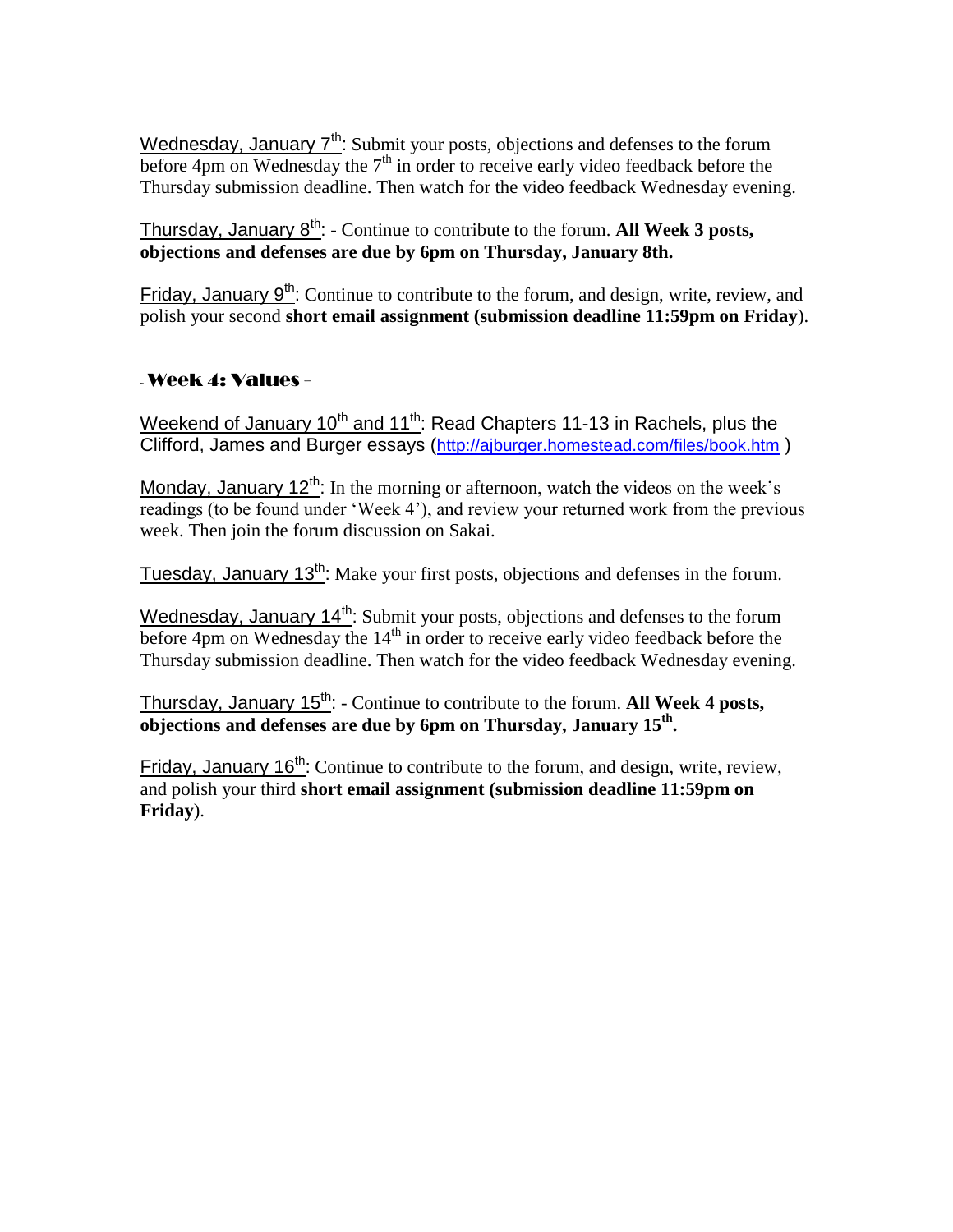Wednesday, January 7th: Submit your posts, objections and defenses to the forum before 4pm on Wednesday the 7th in order to receive early video feedback before the Thursday submission deadline. Then watch for the video feedback Wednesday evening.

Thursday, January 8th: - Continue to contribute to the forum. **All Week 3 posts, objections and defenses are due by 6pm on Thursday, January 8th.**

Friday, January 9th: Continue to contribute to the forum, and design, write, review, and polish your second **short email assignment (submission deadline 11:59pm on Friday**).

## - Week 4: Values -

Weekend of January 10th and 11th: Read Chapters 11-13 in Rachels, plus the Clifford, James and Burger essays (http://ajburger.homestead.com/files/book.htm )

Monday, January 12th: In the morning or afternoon, watch the videos on the week's readings (to be found under 'Week 4'), and review your returned work from the previous week. Then join the forum discussion on Sakai.

Tuesday, January 13th: Make your first posts, objections and defenses in the forum.

Wednesday, January 14th: Submit your posts, objections and defenses to the forum before 4pm on Wednesday the 14th in order to receive early video feedback before the Thursday submission deadline. Then watch for the video feedback Wednesday evening.

Thursday, January 15th: - Continue to contribute to the forum. **All Week 4 posts, objections and defenses are due by 6pm on Thursday, January 15th.**

Friday, January 16th: Continue to contribute to the forum, and design, write, review, and polish your third **short email assignment (submission deadline 11:59pm on Friday**).